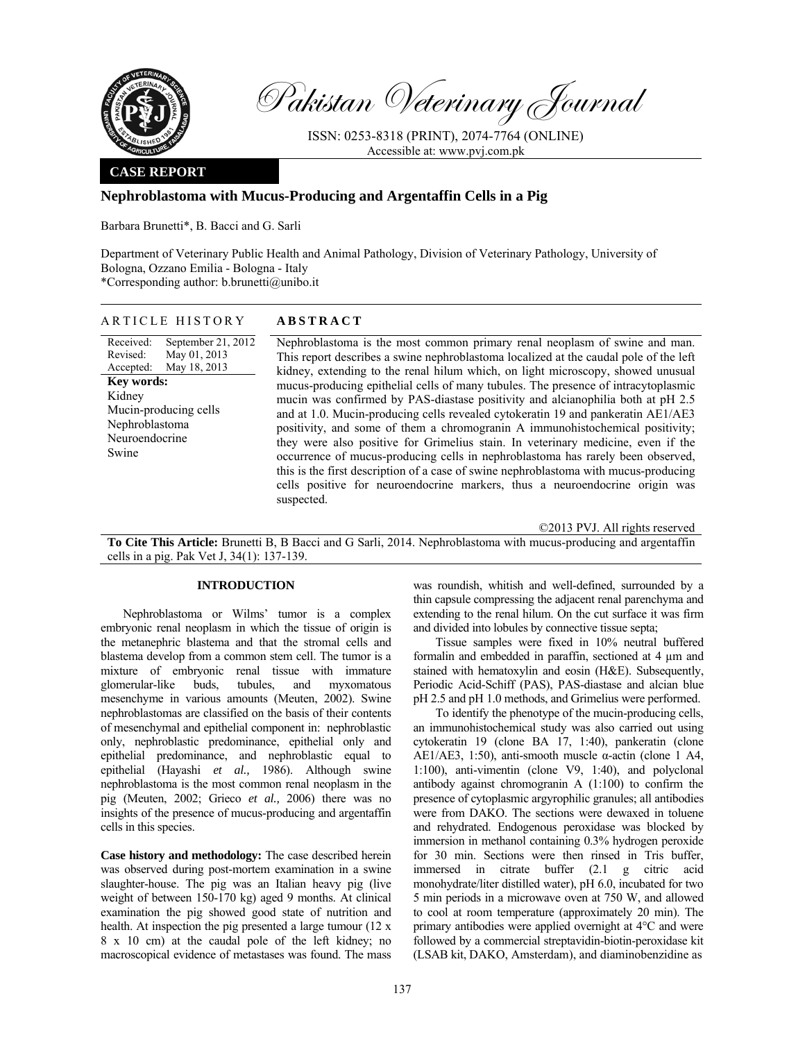# Nephroblastoma with Mucus-Producing and Argentaffin Cells in a Pig

Barbara Brunetti*, B. Bacci and G. Sarli

Department of Veterinary Public Health and Animal Pathology, Division of Veterinary Pathology, University of Bologna, Ozzano Emilia - Bologna - Italy

*Corresponding author: b.brunetti@unibo.it

**CASE REPORT**

## ARTICLE HISTORY

Received: September 21, 2012
Revised: May 01, 2013
Accepted: May 18, 2013

**Key words:**
Kidney
Mucin-producing cells
Nephroblastoma
Neuroendocrine
Swine

## ABSTRACT

Nephroblastoma is the most common primary renal neoplasm of swine and man. This report describes a swine nephroblastoma localized at the caudal pole of the left kidney, extending to the renal hilum which, on light microscopy, showed unusual mucus-producing epithelial cells of many tubules. The presence of intracytoplasmic mucin was confirmed by PAS-diastase positivity and alcianophilia both at pH 2.5 and at 1.0. Mucin-producing cells revealed cytokeratin 19 and pankeratin AE1/AE3 positivity, and some of them a chromogranin A immunohistochemical positivity; they were also positive for Grimelius stain. In veterinary medicine, even if the occurrence of mucus-producing cells in nephroblastoma has rarely been observed, this is the first description of a case of swine nephroblastoma with mucus-producing cells positive for neuroendocrine markers, thus a neuroendocrine origin was suspected.

©2013 PVJ. All rights reserved

**To Cite This Article:** Brunetti B, B Bacci and G Sarli, 2014. Nephroblastoma with mucus-producing and argentaffin cells in a pig. Pak Vet J, 34(1): 137-139.

## INTRODUCTION

Nephroblastoma or Wilms' tumor is a complex embryonic renal neoplasm in which the tissue of origin is the metanephric blastema and that the stromal cells and blastema develop from a common stem cell. The tumor is a mixture of embryonic renal tissue with immature glomerular-like buds, tubules, and myxomatous mesenchyme in various amounts (Meuten, 2002). Swine nephroblastomas are classified on the basis of their contents of mesenchymal and epithelial component in: nephroblastic only, nephroblastic predominance, epithelial only and epithelial predominance, and nephroblastic equal to epithelial (Hayashi *et al.,* 1986). Although swine nephroblastoma is the most common renal neoplasm in the pig (Meuten, 2002; Grieco *et al.,* 2006) there was no insights of the presence of mucus-producing and argentaffin cells in this species.

**Case history and methodology:** The case described herein was observed during post-mortem examination in a swine slaughter-house. The pig was an Italian heavy pig (live weight of between 150-170 kg) aged 9 months. At clinical examination the pig showed good state of nutrition and health. At inspection the pig presented a large tumour (12 x 8 x 10 cm) at the caudal pole of the left kidney; no macroscopical evidence of metastases was found. The mass was roundish, whitish and well-defined, surrounded by a thin capsule compressing the adjacent renal parenchyma and extending to the renal hilum. On the cut surface it was firm and divided into lobules by connective tissue septa;

Tissue samples were fixed in 10% neutral buffered formalin and embedded in paraffin, sectioned at 4 µm and stained with hematoxylin and eosin (H&E). Subsequently, Periodic Acid-Schiff (PAS), PAS-diastase and alcian blue pH 2.5 and pH 1.0 methods, and Grimelius were performed.

To identify the phenotype of the mucin-producing cells, an immunohistochemical study was also carried out using cytokeratin 19 (clone BA 17, 1:40), pankeratin (clone AE1/AE3, 1:50), anti-smooth muscle α-actin (clone 1 A4, 1:100), anti-vimentin (clone V9, 1:40), and polyclonal antibody against chromogranin A (1:100) to confirm the presence of cytoplasmic argyrophilic granules; all antibodies were from DAKO. The sections were dewaxed in toluene and rehydrated. Endogenous peroxidase was blocked by immersion in methanol containing 0.3% hydrogen peroxide for 30 min. Sections were then rinsed in Tris buffer, immersed in citrate buffer (2.1 g citric acid monohydrate/liter distilled water), pH 6.0, incubated for two 5 min periods in a microwave oven at 750 W, and allowed to cool at room temperature (approximately 20 min). The primary antibodies were applied overnight at 4°C and were followed by a commercial streptavidin-biotin-peroxidase kit (LSAB kit, DAKO, Amsterdam), and diaminobenzidine as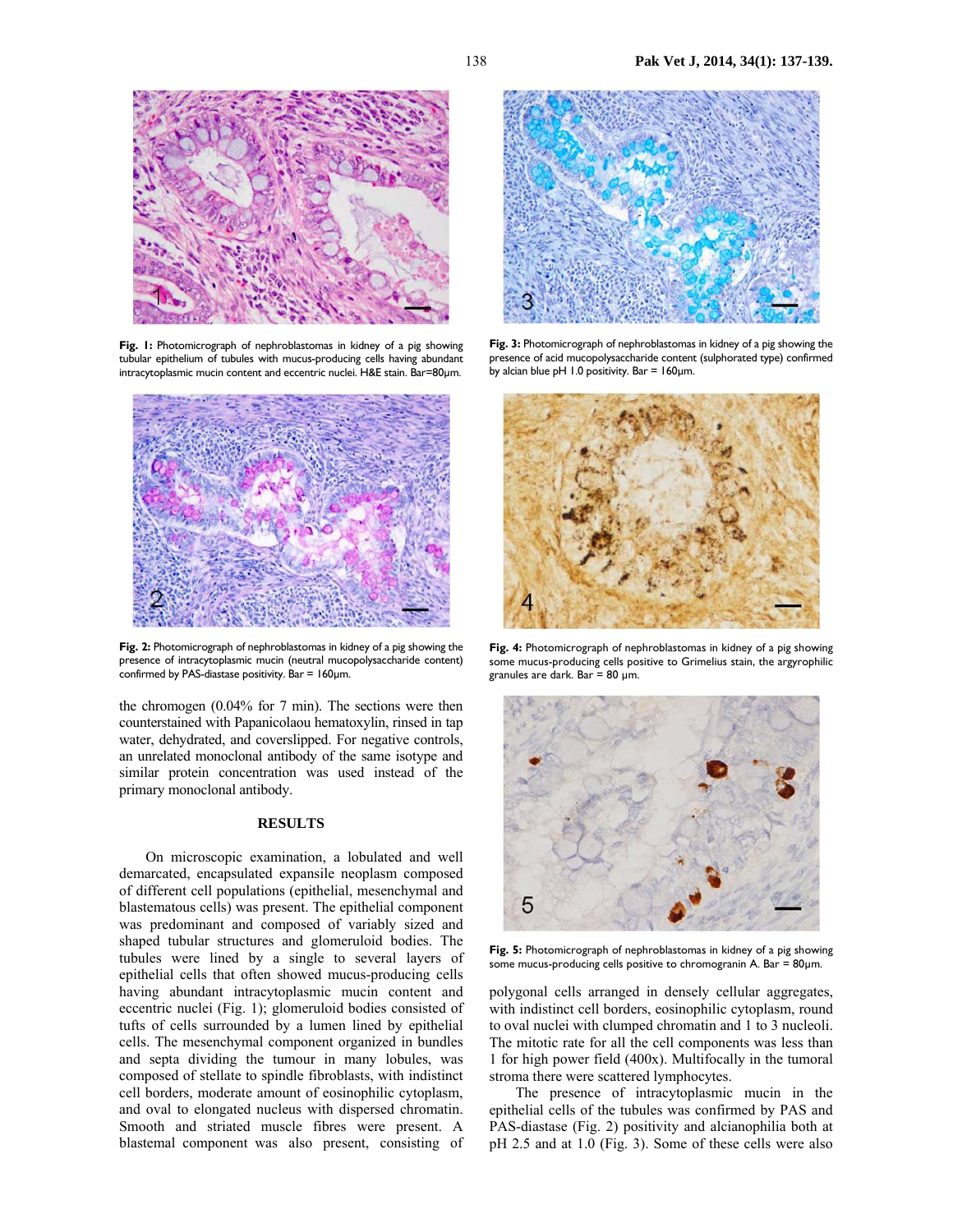Fig. 1: Photomicrograph of nephroblastomas in kidney of a pig showing tubular epithelium of tubules with mucus-producing cells having abundant intracytoplasmic mucin content and eccentric nuclei. H&E stain. Bar=80μm.

Fig. 2: Photomicrograph of nephroblastomas in kidney of a pig showing the presence of intracytoplasmic mucin (neutral mucopolysaccharide content) confirmed by PAS-diastase positivity. Bar = 160μm.

Fig. 3: Photomicrograph of nephroblastomas in kidney of a pig showing the presence of acid mucopolysaccharide content (sulphorated type) confirmed by alcian blue pH 1.0 positivity. Bar = 160μm.

Fig. 4: Photomicrograph of nephroblastomas in kidney of a pig showing some mucus-producing cells positive to Grimelius stain, the argyrophilic granules are dark. Bar = 80 μm.

Fig. 5: Photomicrograph of nephroblastomas in kidney of a pig showing some mucus-producing cells positive to chromogranin A. Bar = 80μm.

the chromogen (0.04% for 7 min). The sections were then counterstained with Papanicolaou hematoxylin, rinsed in tap water, dehydrated, and coverslipped. For negative controls, an unrelated monoclonal antibody of the same isotype and similar protein concentration was used instead of the primary monoclonal antibody.

## RESULTS

On microscopic examination, a lobulated and well demarcated, encapsulated expansile neoplasm composed of different cell populations (epithelial, mesenchymal and blastematous cells) was present. The epithelial component was predominant and composed of variably sized and shaped tubular structures and glomeruloid bodies. The tubules were lined by a single to several layers of epithelial cells that often showed mucus-producing cells having abundant intracytoplasmic mucin content and eccentric nuclei (Fig. 1); glomeruloid bodies consisted of tufts of cells surrounded by a lumen lined by epithelial cells. The mesenchymal component organized in bundles and septa dividing the tumour in many lobules, was composed of stellate to spindle fibroblasts, with indistinct cell borders, moderate amount of eosinophilic cytoplasm, and oval to elongated nucleus with dispersed chromatin. Smooth and striated muscle fibres were present. A blastemal component was also present, consisting of polygonal cells arranged in densely cellular aggregates, with indistinct cell borders, eosinophilic cytoplasm, round to oval nuclei with clumped chromatin and 1 to 3 nucleoli. The mitotic rate for all the cell components was less than 1 for high power field (400x). Multifocally in the tumoral stroma there were scattered lymphocytes.

The presence of intracytoplasmic mucin in the epithelial cells of the tubules was confirmed by PAS and PAS-diastase (Fig. 2) positivity and alcianophilia both at pH 2.5 and at 1.0 (Fig. 3). Some of these cells were also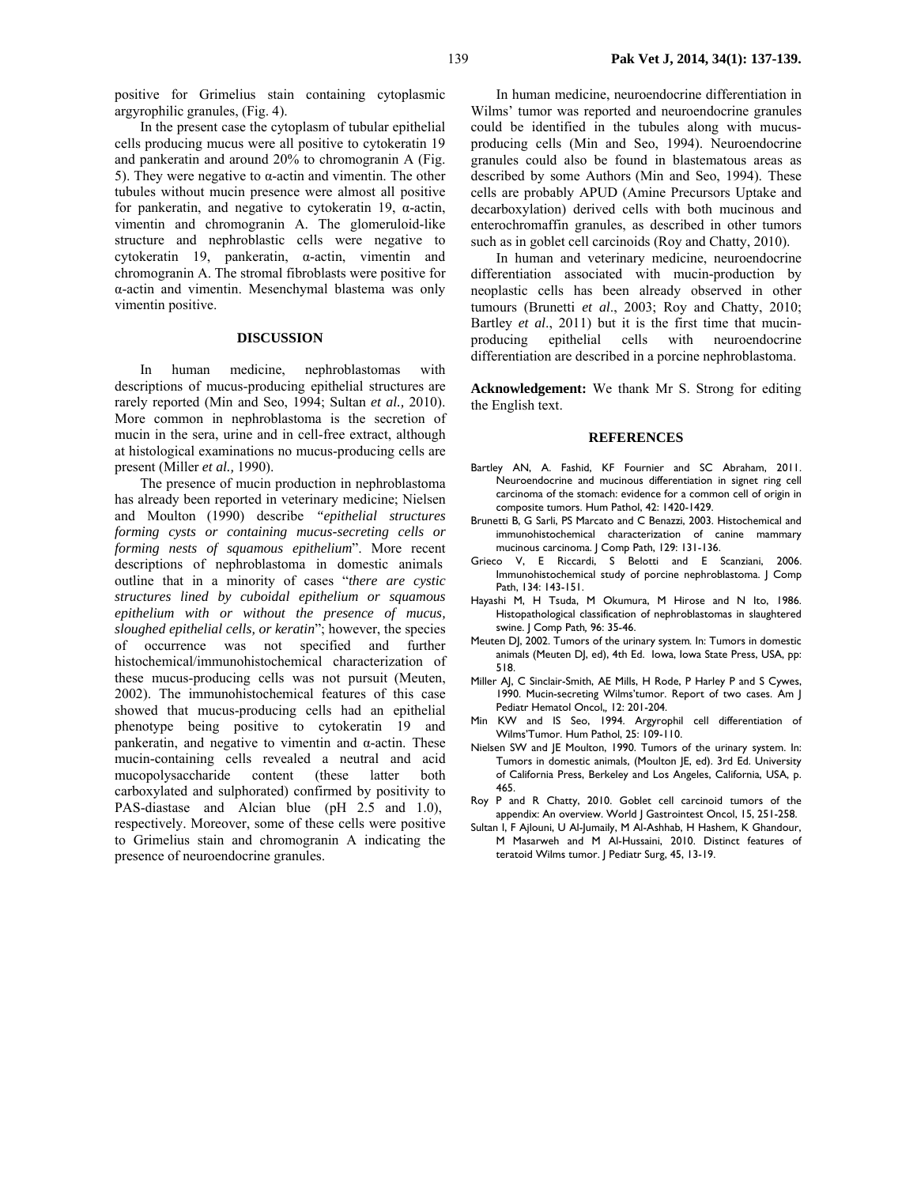positive for Grimelius stain containing cytoplasmic argyrophilic granules, (Fig. 4).

In the present case the cytoplasm of tubular epithelial cells producing mucus were all positive to cytokeratin 19 and pankeratin and around 20% to chromogranin A (Fig. 5). They were negative to α-actin and vimentin. The other tubules without mucin presence were almost all positive for pankeratin, and negative to cytokeratin 19, α-actin, vimentin and chromogranin A. The glomeruloid-like structure and nephroblastic cells were negative to cytokeratin 19, pankeratin, α-actin, vimentin and chromogranin A. The stromal fibroblasts were positive for α-actin and vimentin. Mesenchymal blastema was only vimentin positive.

## DISCUSSION

In human medicine, nephroblastomas with descriptions of mucus-producing epithelial structures are rarely reported (Min and Seo, 1994; Sultan *et al.,* 2010). More common in nephroblastoma is the secretion of mucin in the sera, urine and in cell-free extract, although at histological examinations no mucus-producing cells are present (Miller *et al.,* 1990).

The presence of mucin production in nephroblastoma has already been reported in veterinary medicine; Nielsen and Moulton (1990) describe "*epithelial structures forming cysts or containing mucus-secreting cells or forming nests of squamous epithelium*". More recent descriptions of nephroblastoma in domestic animals outline that in a minority of cases "*there are cystic structures lined by cuboidal epithelium or squamous epithelium with or without the presence of mucus, sloughed epithelial cells, or keratin*"; however, the species of occurrence was not specified and further histochemical/immunohistochemical characterization of these mucus-producing cells was not pursuit (Meuten, 2002). The immunohistochemical features of this case showed that mucus-producing cells had an epithelial phenotype being positive to cytokeratin 19 and pankeratin, and negative to vimentin and α-actin. These mucin-containing cells revealed a neutral and acid mucopolysaccharide content (these latter both carboxylated and sulphorated) confirmed by positivity to PAS-diastase and Alcian blue (pH 2.5 and 1.0), respectively. Moreover, some of these cells were positive to Grimelius stain and chromogranin A indicating the presence of neuroendocrine granules.

In human medicine, neuroendocrine differentiation in Wilms' tumor was reported and neuroendocrine granules could be identified in the tubules along with mucus-producing cells (Min and Seo, 1994). Neuroendocrine granules could also be found in blastematous areas as described by some Authors (Min and Seo, 1994). These cells are probably APUD (Amine Precursors Uptake and decarboxylation) derived cells with both mucinous and enterochromaffin granules, as described in other tumors such as in goblet cell carcinoids (Roy and Chatty, 2010).

In human and veterinary medicine, neuroendocrine differentiation associated with mucin-production by neoplastic cells has been already observed in other tumours (Brunetti *et al*., 2003; Roy and Chatty, 2010; Bartley *et al*., 2011) but it is the first time that mucin-producing epithelial cells with neuroendocrine differentiation are described in a porcine nephroblastoma.

**Acknowledgement:** We thank Mr S. Strong for editing the English text.

## REFERENCES

Bartley AN, A. Fashid, KF Fournier and SC Abraham, 2011. Neuroendocrine and mucinous differentiation in signet ring cell carcinoma of the stomach: evidence for a common cell of origin in composite tumors. Hum Pathol, 42: 1420-1429.

Brunetti B, G Sarli, PS Marcato and C Benazzi, 2003. Histochemical and immunohistochemical characterization of canine mammary mucinous carcinoma. J Comp Path, 129: 131-136.

Grieco V, E Riccardi, S Belotti and E Scanziani, 2006. Immunohistochemical study of porcine nephroblastoma. J Comp Path, 134: 143-151.

Hayashi M, H Tsuda, M Okumura, M Hirose and N Ito, 1986. Histopathological classification of nephroblastomas in slaughtered swine. J Comp Path, 96: 35-46.

Meuten DJ, 2002. Tumors of the urinary system. In: Tumors in domestic animals (Meuten DJ, ed), 4th Ed. Iowa, Iowa State Press, USA, pp: 518.

Miller AJ, C Sinclair-Smith, AE Mills, H Rode, P Harley P and S Cywes, 1990. Mucin-secreting Wilms'tumor. Report of two cases. Am J Pediatr Hematol Oncol,, 12: 201-204.

Min KW and IS Seo, 1994. Argyrophil cell differentiation of Wilms'Tumor. Hum Pathol, 25: 109-110.

Nielsen SW and JE Moulton, 1990. Tumors of the urinary system. In: Tumors in domestic animals, (Moulton JE, ed). 3rd Ed. University of California Press, Berkeley and Los Angeles, California, USA, p. 465.

Roy P and R Chatty, 2010. Goblet cell carcinoid tumors of the appendix: An overview. World J Gastrointest Oncol, 15, 251-258.

Sultan I, F Ajlouni, U Al-Jumaily, M Al-Ashhab, H Hashem, K Ghandour, M Masarweh and M Al-Hussaini, 2010. Distinct features of teratoid Wilms tumor. J Pediatr Surg, 45, 13-19.